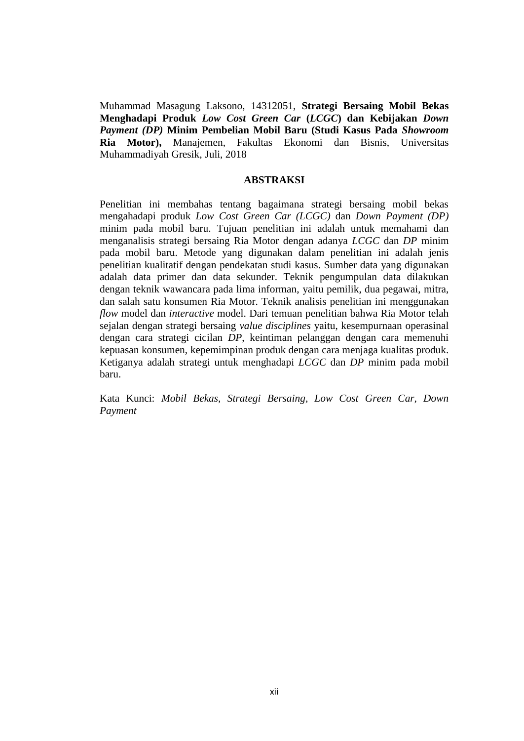Muhammad Masagung Laksono, 14312051, **Strategi Bersaing Mobil Bekas Menghadapi Produk *Low Cost Green Car* (*LCGC*) dan Kebijakan *Down Payment (DP)* Minim Pembelian Mobil Baru (Studi Kasus Pada *Showroom* Ria Motor),** Manajemen, Fakultas Ekonomi dan Bisnis, Universitas Muhammadiyah Gresik, Juli, 2018

## ABSTRAKSI

Penelitian ini membahas tentang bagaimana strategi bersaing mobil bekas mengahadapi produk *Low Cost Green Car (LCGC)* dan *Down Payment (DP)* minim pada mobil baru. Tujuan penelitian ini adalah untuk memahami dan menganalisis strategi bersaing Ria Motor dengan adanya *LCGC* dan *DP* minim pada mobil baru. Metode yang digunakan dalam penelitian ini adalah jenis penelitian kualitatif dengan pendekatan studi kasus. Sumber data yang digunakan adalah data primer dan data sekunder. Teknik pengumpulan data dilakukan dengan teknik wawancara pada lima informan, yaitu pemilik, dua pegawai, mitra, dan salah satu konsumen Ria Motor. Teknik analisis penelitian ini menggunakan *flow* model dan *interactive* model. Dari temuan penelitian bahwa Ria Motor telah sejalan dengan strategi bersaing *value disciplines* yaitu, kesempurnaan operasinal dengan cara strategi cicilan *DP*, keintiman pelanggan dengan cara memenuhi kepuasan konsumen, kepemimpinan produk dengan cara menjaga kualitas produk. Ketiganya adalah strategi untuk menghadapi *LCGC* dan *DP* minim pada mobil baru.

Kata Kunci: *Mobil Bekas, Strategi Bersaing, Low Cost Green Car, Down Payment*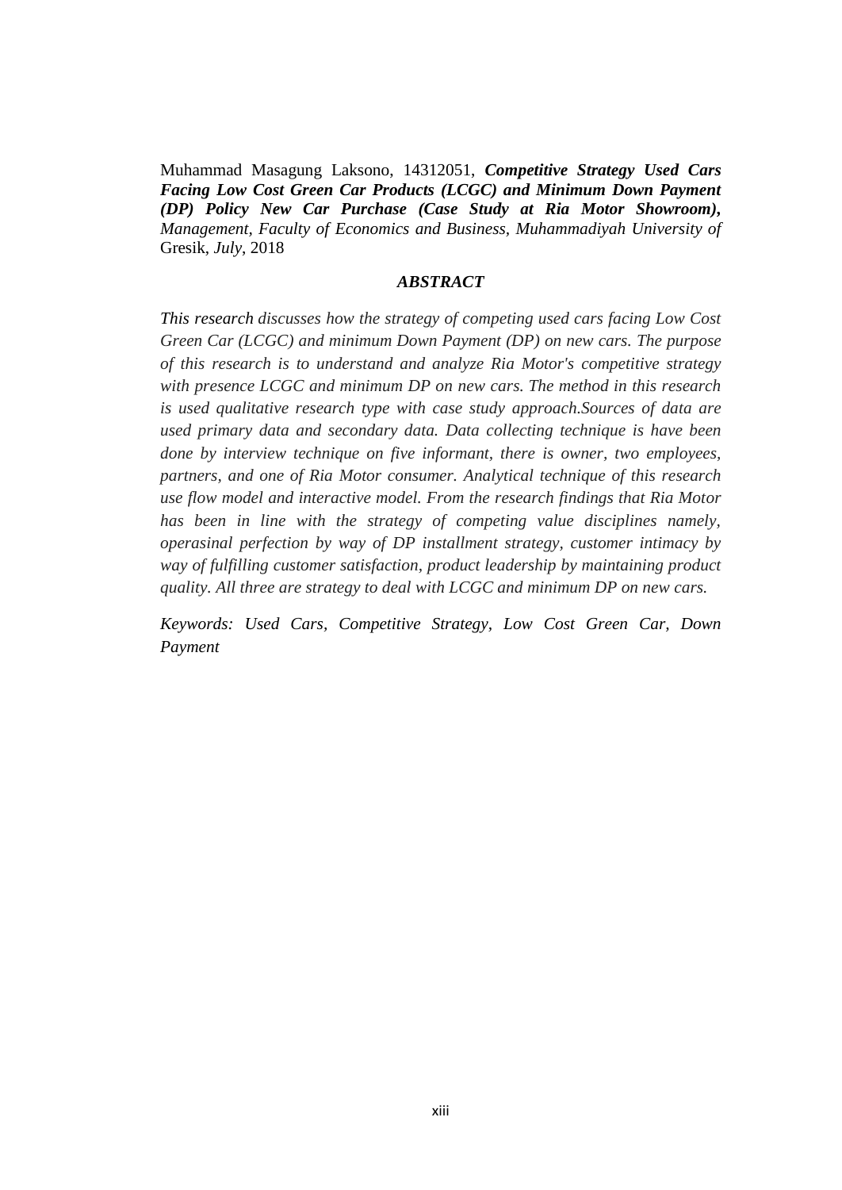Muhammad Masagung Laksono, 14312051, ***Competitive Strategy Used Cars Facing Low Cost Green Car Products (LCGC) and Minimum Down Payment (DP) Policy New Car Purchase (Case Study at Ria Motor Showroom),*** *Management, Faculty of Economics and Business, Muhammadiyah University of* Gresik, *July*, 2018

## *ABSTRACT*

*This research discusses how the strategy of competing used cars facing Low Cost Green Car (LCGC) and minimum Down Payment (DP) on new cars. The purpose of this research is to understand and analyze Ria Motor's competitive strategy with presence LCGC and minimum DP on new cars. The method in this research is used qualitative research type with case study approach.Sources of data are used primary data and secondary data. Data collecting technique is have been done by interview technique on five informant, there is owner, two employees, partners, and one of Ria Motor consumer. Analytical technique of this research use flow model and interactive model. From the research findings that Ria Motor has been in line with the strategy of competing value disciplines namely, operasinal perfection by way of DP installment strategy, customer intimacy by way of fulfilling customer satisfaction, product leadership by maintaining product quality. All three are strategy to deal with LCGC and minimum DP on new cars.*

*Keywords: Used Cars, Competitive Strategy, Low Cost Green Car, Down Payment*